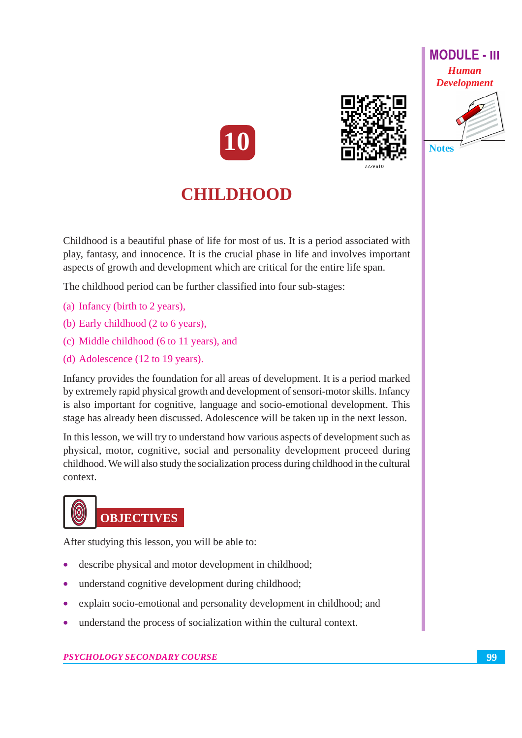# 10

# CHILDHOOD

Childhood is a beautiful phase of life for most of us. It is a period associated with play, fantasy, and innocence. It is the crucial phase in life and involves important aspects of growth and development which are critical for the entire life span.

The childhood period can be further classified into four sub-stages:

(a) Infancy (birth to 2 years),

(b) Early childhood (2 to 6 years),

(c) Middle childhood (6 to 11 years), and

(d) Adolescence (12 to 19 years).

Infancy provides the foundation for all areas of development. It is a period marked by extremely rapid physical growth and development of sensori-motor skills. Infancy is also important for cognitive, language and socio-emotional development. This stage has already been discussed. Adolescence will be taken up in the next lesson.

In this lesson, we will try to understand how various aspects of development such as physical, motor, cognitive, social and personality development proceed during childhood. We will also study the socialization process during childhood in the cultural context.

## OBJECTIVES

After studying this lesson, you will be able to:

- describe physical and motor development in childhood;
- understand cognitive development during childhood;
- explain socio-emotional and personality development in childhood; and
- understand the process of socialization within the cultural context.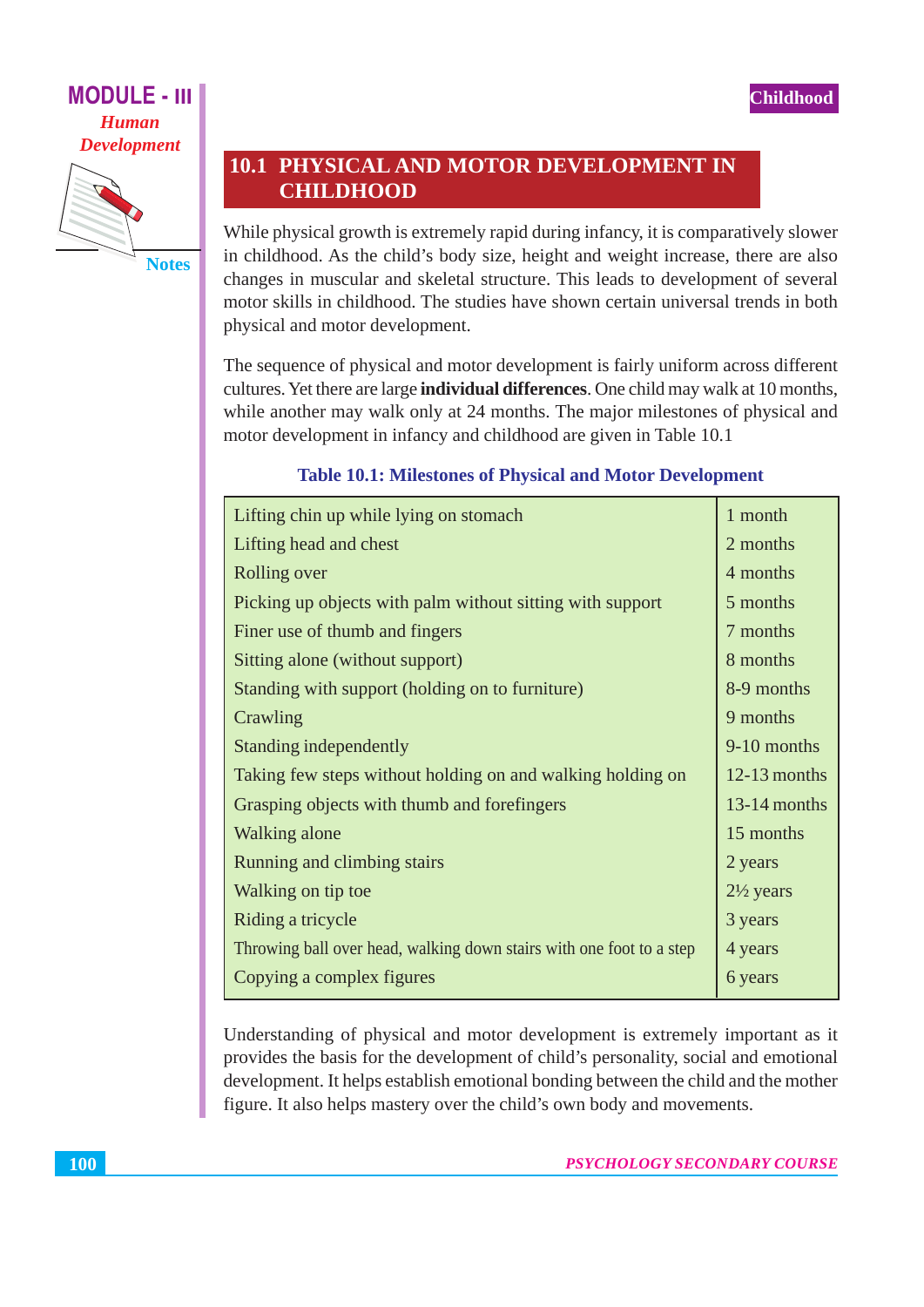## 10.1 PHYSICAL AND MOTOR DEVELOPMENT IN CHILDHOOD

While physical growth is extremely rapid during infancy, it is comparatively slower in childhood. As the child's body size, height and weight increase, there are also changes in muscular and skeletal structure. This leads to development of several motor skills in childhood. The studies have shown certain universal trends in both physical and motor development.

The sequence of physical and motor development is fairly uniform across different cultures. Yet there are large **individual differences**. One child may walk at 10 months, while another may walk only at 24 months. The major milestones of physical and motor development in infancy and childhood are given in Table 10.1

**Table 10.1: Milestones of Physical and Motor Development**

| Milestone | Age |
|---|---|
| Lifting chin up while lying on stomach | 1 month |
| Lifting head and chest | 2 months |
| Rolling over | 4 months |
| Picking up objects with palm without sitting with support | 5 months |
| Finer use of thumb and fingers | 7 months |
| Sitting alone (without support) | 8 months |
| Standing with support (holding on to furniture) | 8-9 months |
| Crawling | 9 months |
| Standing independently | 9-10 months |
| Taking few steps without holding on and walking holding on | 12-13 months |
| Grasping objects with thumb and forefingers | 13-14 months |
| Walking alone | 15 months |
| Running and climbing stairs | 2 years |
| Walking on tip toe | 2½ years |
| Riding a tricycle | 3 years |
| Throwing ball over head, walking down stairs with one foot to a step | 4 years |
| Copying a complex figures | 6 years |

Understanding of physical and motor development is extremely important as it provides the basis for the development of child's personality, social and emotional development. It helps establish emotional bonding between the child and the mother figure. It also helps mastery over the child's own body and movements.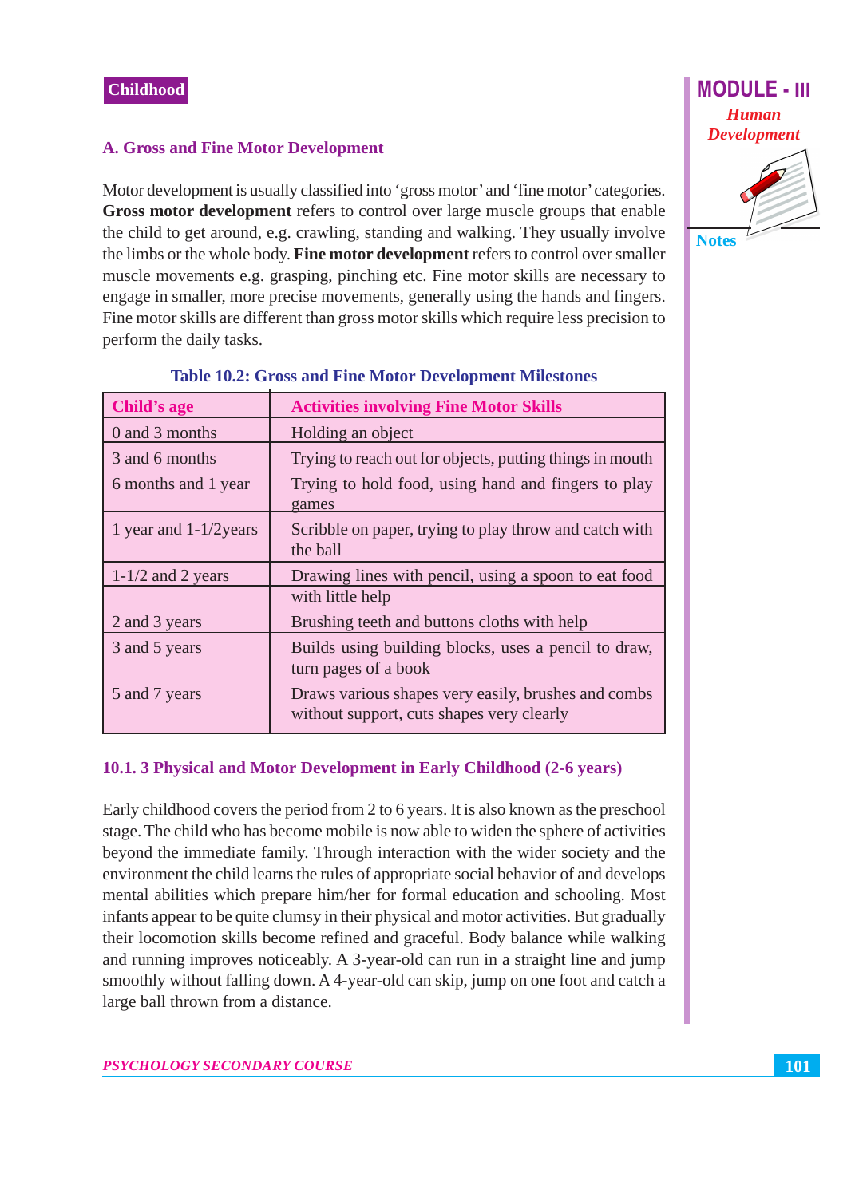### A. Gross and Fine Motor Development

Motor development is usually classified into 'gross motor' and 'fine motor' categories. **Gross motor development** refers to control over large muscle groups that enable the child to get around, e.g. crawling, standing and walking. They usually involve the limbs or the whole body. **Fine motor development** refers to control over smaller muscle movements e.g. grasping, pinching etc. Fine motor skills are necessary to engage in smaller, more precise movements, generally using the hands and fingers. Fine motor skills are different than gross motor skills which require less precision to perform the daily tasks.

**Table 10.2: Gross and Fine Motor Development Milestones**

| Child's age | Activities involving Fine Motor Skills |
| --- | --- |
| 0 and 3 months | Holding an object |
| 3 and 6 months | Trying to reach out for objects, putting things in mouth |
| 6 months and 1 year | Trying to hold food, using hand and fingers to play games |
| 1 year and 1-1/2years | Scribble on paper, trying to play throw and catch with the ball |
| 1-1/2 and 2 years | Drawing lines with pencil, using a spoon to eat food with little help |
| 2 and 3 years | Brushing teeth and buttons cloths with help |
| 3 and 5 years | Builds using building blocks, uses a pencil to draw, turn pages of a book |
| 5 and 7 years | Draws various shapes very easily, brushes and combs without support, cuts shapes very clearly |

### 10.1. 3 Physical and Motor Development in Early Childhood (2-6 years)

Early childhood covers the period from 2 to 6 years. It is also known as the preschool stage. The child who has become mobile is now able to widen the sphere of activities beyond the immediate family. Through interaction with the wider society and the environment the child learns the rules of appropriate social behavior of and develops mental abilities which prepare him/her for formal education and schooling. Most infants appear to be quite clumsy in their physical and motor activities. But gradually their locomotion skills become refined and graceful. Body balance while walking and running improves noticeably. A 3-year-old can run in a straight line and jump smoothly without falling down. A 4-year-old can skip, jump on one foot and catch a large ball thrown from a distance.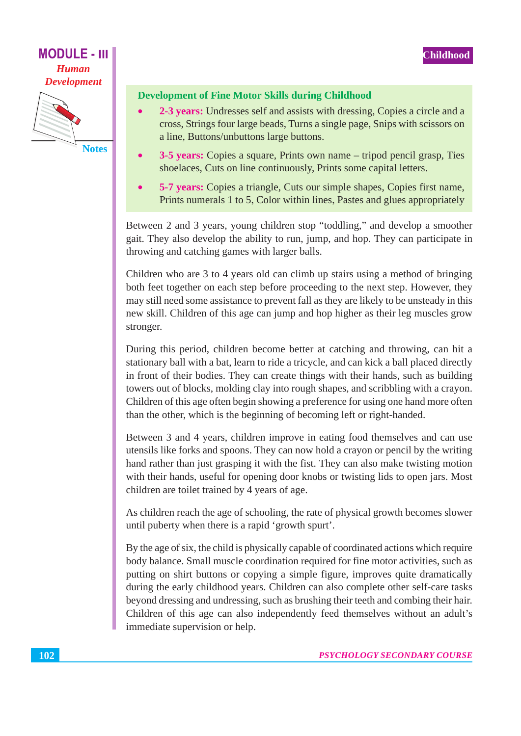**Development of Fine Motor Skills during Childhood**

- **2-3 years:** Undresses self and assists with dressing, Copies a circle and a cross, Strings four large beads, Turns a single page, Snips with scissors on a line, Buttons/unbuttons large buttons.
- **3-5 years:** Copies a square, Prints own name – tripod pencil grasp, Ties shoelaces, Cuts on line continuously, Prints some capital letters.
- **5-7 years:** Copies a triangle, Cuts our simple shapes, Copies first name, Prints numerals 1 to 5, Color within lines, Pastes and glues appropriately

Between 2 and 3 years, young children stop "toddling," and develop a smoother gait. They also develop the ability to run, jump, and hop. They can participate in throwing and catching games with larger balls.

Children who are 3 to 4 years old can climb up stairs using a method of bringing both feet together on each step before proceeding to the next step. However, they may still need some assistance to prevent fall as they are likely to be unsteady in this new skill. Children of this age can jump and hop higher as their leg muscles grow stronger.

During this period, children become better at catching and throwing, can hit a stationary ball with a bat, learn to ride a tricycle, and can kick a ball placed directly in front of their bodies. They can create things with their hands, such as building towers out of blocks, molding clay into rough shapes, and scribbling with a crayon. Children of this age often begin showing a preference for using one hand more often than the other, which is the beginning of becoming left or right-handed.

Between 3 and 4 years, children improve in eating food themselves and can use utensils like forks and spoons. They can now hold a crayon or pencil by the writing hand rather than just grasping it with the fist. They can also make twisting motion with their hands, useful for opening door knobs or twisting lids to open jars. Most children are toilet trained by 4 years of age.

As children reach the age of schooling, the rate of physical growth becomes slower until puberty when there is a rapid 'growth spurt'.

By the age of six, the child is physically capable of coordinated actions which require body balance. Small muscle coordination required for fine motor activities, such as putting on shirt buttons or copying a simple figure, improves quite dramatically during the early childhood years. Children can also complete other self-care tasks beyond dressing and undressing, such as brushing their teeth and combing their hair. Children of this age can also independently feed themselves without an adult's immediate supervision or help.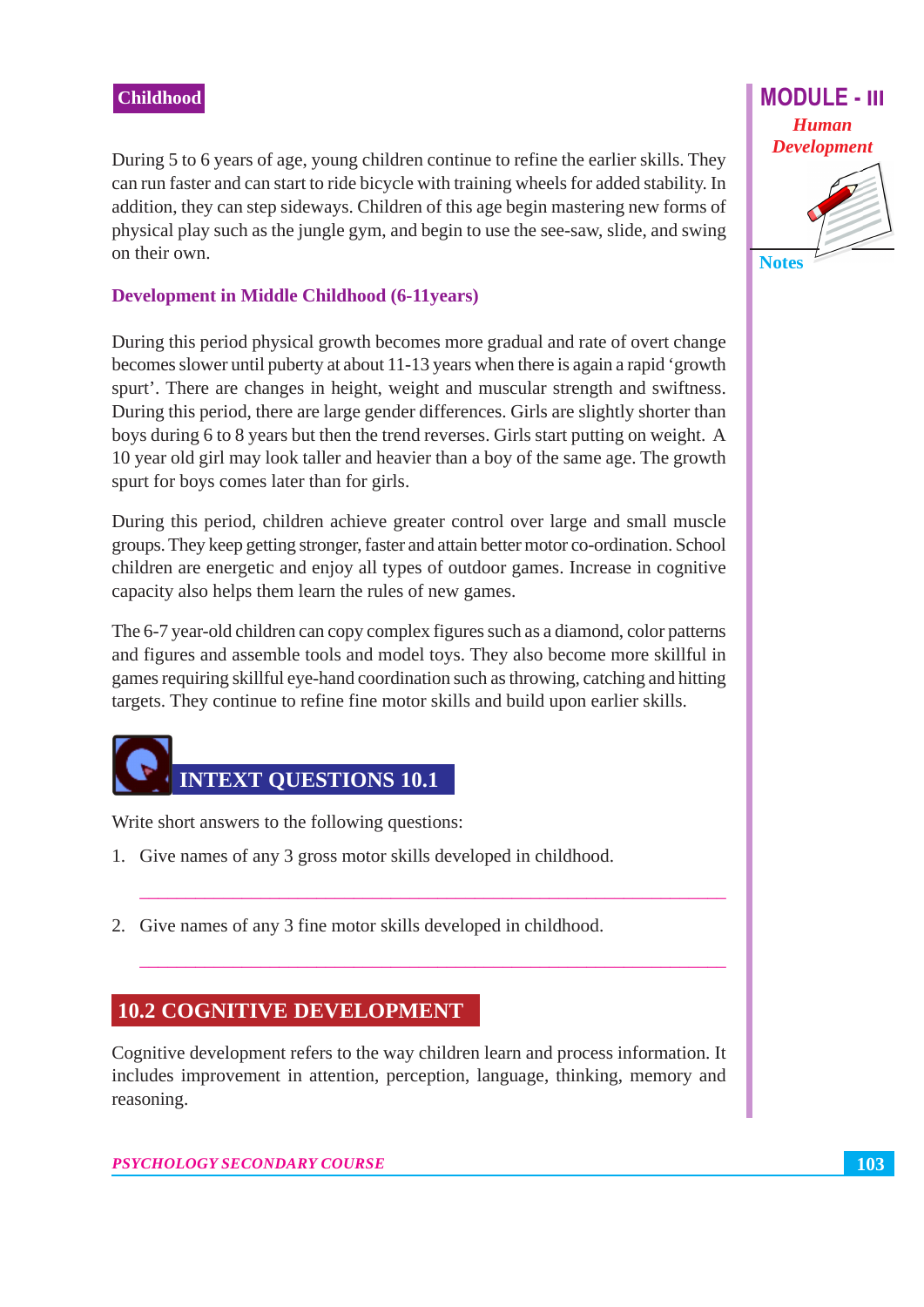During 5 to 6 years of age, young children continue to refine the earlier skills. They can run faster and can start to ride bicycle with training wheels for added stability. In addition, they can step sideways. Children of this age begin mastering new forms of physical play such as the jungle gym, and begin to use the see-saw, slide, and swing on their own.

### Development in Middle Childhood (6-11years)

During this period physical growth becomes more gradual and rate of overt change becomes slower until puberty at about 11-13 years when there is again a rapid 'growth spurt'. There are changes in height, weight and muscular strength and swiftness. During this period, there are large gender differences. Girls are slightly shorter than boys during 6 to 8 years but then the trend reverses. Girls start putting on weight. A 10 year old girl may look taller and heavier than a boy of the same age. The growth spurt for boys comes later than for girls.

During this period, children achieve greater control over large and small muscle groups. They keep getting stronger, faster and attain better motor co-ordination. School children are energetic and enjoy all types of outdoor games. Increase in cognitive capacity also helps them learn the rules of new games.

The 6-7 year-old children can copy complex figures such as a diamond, color patterns and figures and assemble tools and model toys. They also become more skillful in games requiring skillful eye-hand coordination such as throwing, catching and hitting targets. They continue to refine fine motor skills and build upon earlier skills.

## INTEXT QUESTIONS 10.1

Write short answers to the following questions:

1. Give names of any 3 gross motor skills developed in childhood.

   ___________________________________________

2. Give names of any 3 fine motor skills developed in childhood.

   ___________________________________________

## 10.2 COGNITIVE DEVELOPMENT

Cognitive development refers to the way children learn and process information. It includes improvement in attention, perception, language, thinking, memory and reasoning.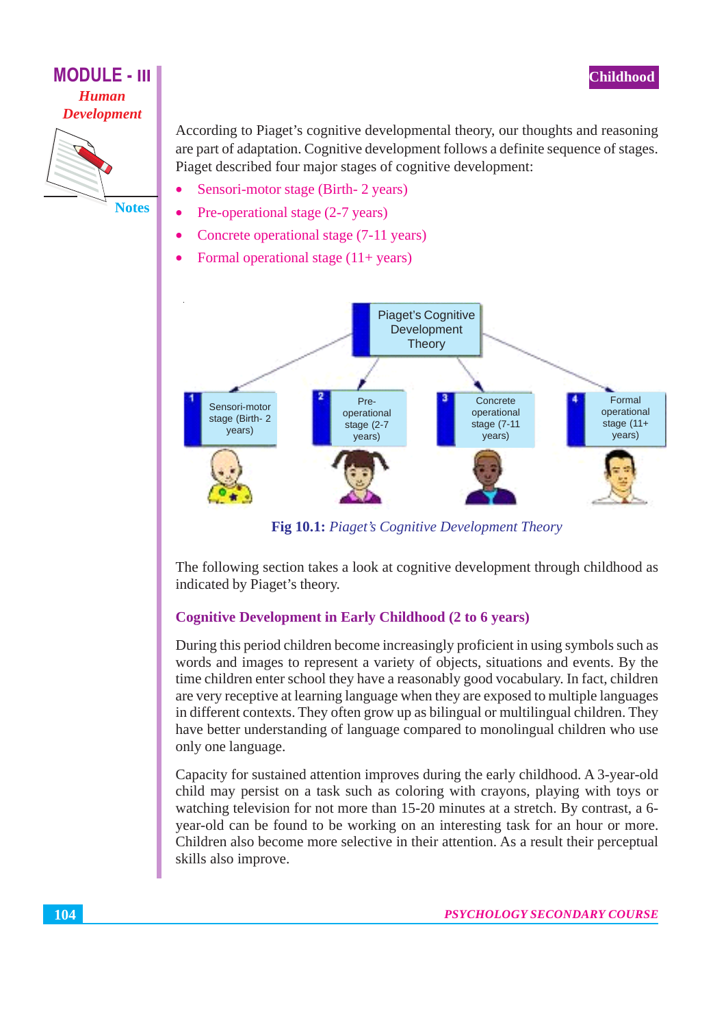According to Piaget's cognitive developmental theory, our thoughts and reasoning are part of adaptation. Cognitive development follows a definite sequence of stages. Piaget described four major stages of cognitive development:

- Sensori-motor stage (Birth- 2 years)
- Pre-operational stage (2-7 years)
- Concrete operational stage (7-11 years)
- Formal operational stage (11+ years)

Piaget's Cognitive Development Theory

1 Sensori-motor stage (Birth- 2 years)

2 Pre-operational stage (2-7 years)

3 Concrete operational stage (7-11 years)

4 Formal operational stage (11+ years)

**Fig 10.1:** *Piaget's Cognitive Development Theory*

The following section takes a look at cognitive development through childhood as indicated by Piaget's theory.

### Cognitive Development in Early Childhood (2 to 6 years)

During this period children become increasingly proficient in using symbols such as words and images to represent a variety of objects, situations and events. By the time children enter school they have a reasonably good vocabulary. In fact, children are very receptive at learning language when they are exposed to multiple languages in different contexts. They often grow up as bilingual or multilingual children. They have better understanding of language compared to monolingual children who use only one language.

Capacity for sustained attention improves during the early childhood. A 3-year-old child may persist on a task such as coloring with crayons, playing with toys or watching television for not more than 15-20 minutes at a stretch. By contrast, a 6-year-old can be found to be working on an interesting task for an hour or more. Children also become more selective in their attention. As a result their perceptual skills also improve.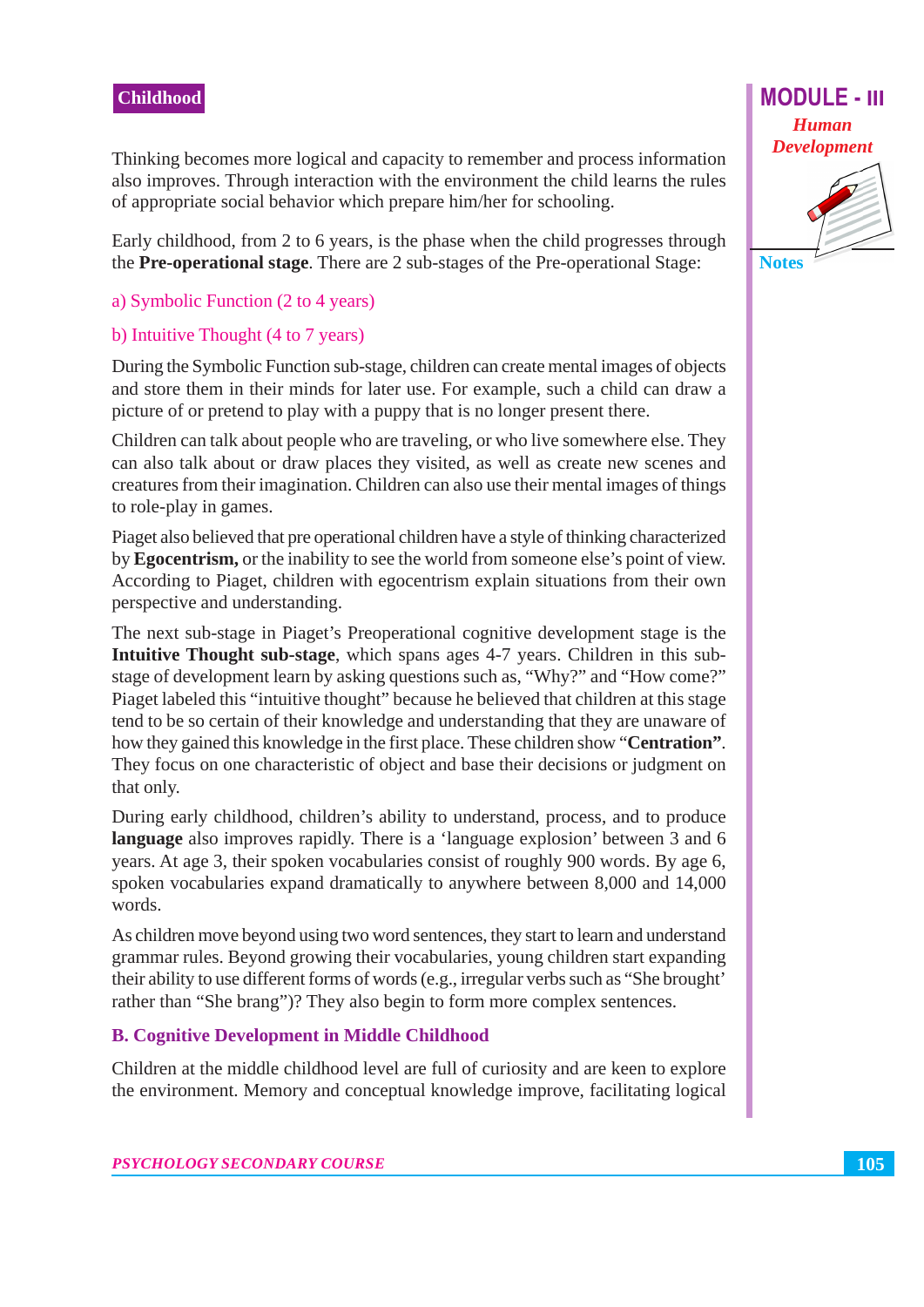Thinking becomes more logical and capacity to remember and process information also improves. Through interaction with the environment the child learns the rules of appropriate social behavior which prepare him/her for schooling.

Early childhood, from 2 to 6 years, is the phase when the child progresses through the **Pre-operational stage**. There are 2 sub-stages of the Pre-operational Stage:

a) Symbolic Function (2 to 4 years)

b) Intuitive Thought (4 to 7 years)

During the Symbolic Function sub-stage, children can create mental images of objects and store them in their minds for later use. For example, such a child can draw a picture of or pretend to play with a puppy that is no longer present there.

Children can talk about people who are traveling, or who live somewhere else. They can also talk about or draw places they visited, as well as create new scenes and creatures from their imagination. Children can also use their mental images of things to role-play in games.

Piaget also believed that pre operational children have a style of thinking characterized by **Egocentrism,** or the inability to see the world from someone else's point of view. According to Piaget, children with egocentrism explain situations from their own perspective and understanding.

The next sub-stage in Piaget's Preoperational cognitive development stage is the **Intuitive Thought sub-stage**, which spans ages 4-7 years. Children in this sub-stage of development learn by asking questions such as, "Why?" and "How come?" Piaget labeled this "intuitive thought" because he believed that children at this stage tend to be so certain of their knowledge and understanding that they are unaware of how they gained this knowledge in the first place. These children show "**Centration"**. They focus on one characteristic of object and base their decisions or judgment on that only.

During early childhood, children's ability to understand, process, and to produce **language** also improves rapidly. There is a 'language explosion' between 3 and 6 years. At age 3, their spoken vocabularies consist of roughly 900 words. By age 6, spoken vocabularies expand dramatically to anywhere between 8,000 and 14,000 words.

As children move beyond using two word sentences, they start to learn and understand grammar rules. Beyond growing their vocabularies, young children start expanding their ability to use different forms of words (e.g., irregular verbs such as "She brought' rather than "She brang")? They also begin to form more complex sentences.

### B. Cognitive Development in Middle Childhood

Children at the middle childhood level are full of curiosity and are keen to explore the environment. Memory and conceptual knowledge improve, facilitating logical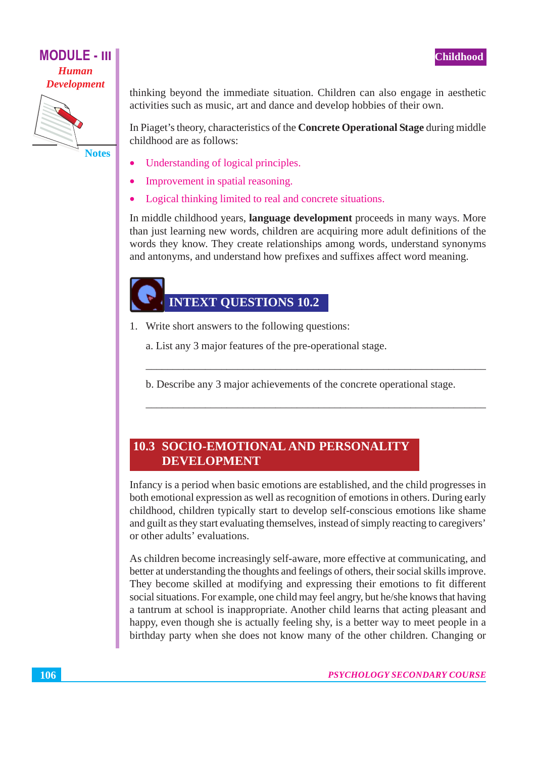thinking beyond the immediate situation. Children can also engage in aesthetic activities such as music, art and dance and develop hobbies of their own.

In Piaget's theory, characteristics of the **Concrete Operational Stage** during middle childhood are as follows:

- Understanding of logical principles.
- Improvement in spatial reasoning.
- Logical thinking limited to real and concrete situations.

In middle childhood years, **language development** proceeds in many ways. More than just learning new words, children are acquiring more adult definitions of the words they know. They create relationships among words, understand synonyms and antonyms, and understand how prefixes and suffixes affect word meaning.

## INTEXT QUESTIONS 10.2

1. Write short answers to the following questions:

   a. List any 3 major features of the pre-operational stage.

   ______________________________________________________________

   b. Describe any 3 major achievements of the concrete operational stage.

   ______________________________________________________________

## 10.3 SOCIO-EMOTIONAL AND PERSONALITY DEVELOPMENT

Infancy is a period when basic emotions are established, and the child progresses in both emotional expression as well as recognition of emotions in others. During early childhood, children typically start to develop self-conscious emotions like shame and guilt as they start evaluating themselves, instead of simply reacting to caregivers' or other adults' evaluations.

As children become increasingly self-aware, more effective at communicating, and better at understanding the thoughts and feelings of others, their social skills improve. They become skilled at modifying and expressing their emotions to fit different social situations. For example, one child may feel angry, but he/she knows that having a tantrum at school is inappropriate. Another child learns that acting pleasant and happy, even though she is actually feeling shy, is a better way to meet people in a birthday party when she does not know many of the other children. Changing or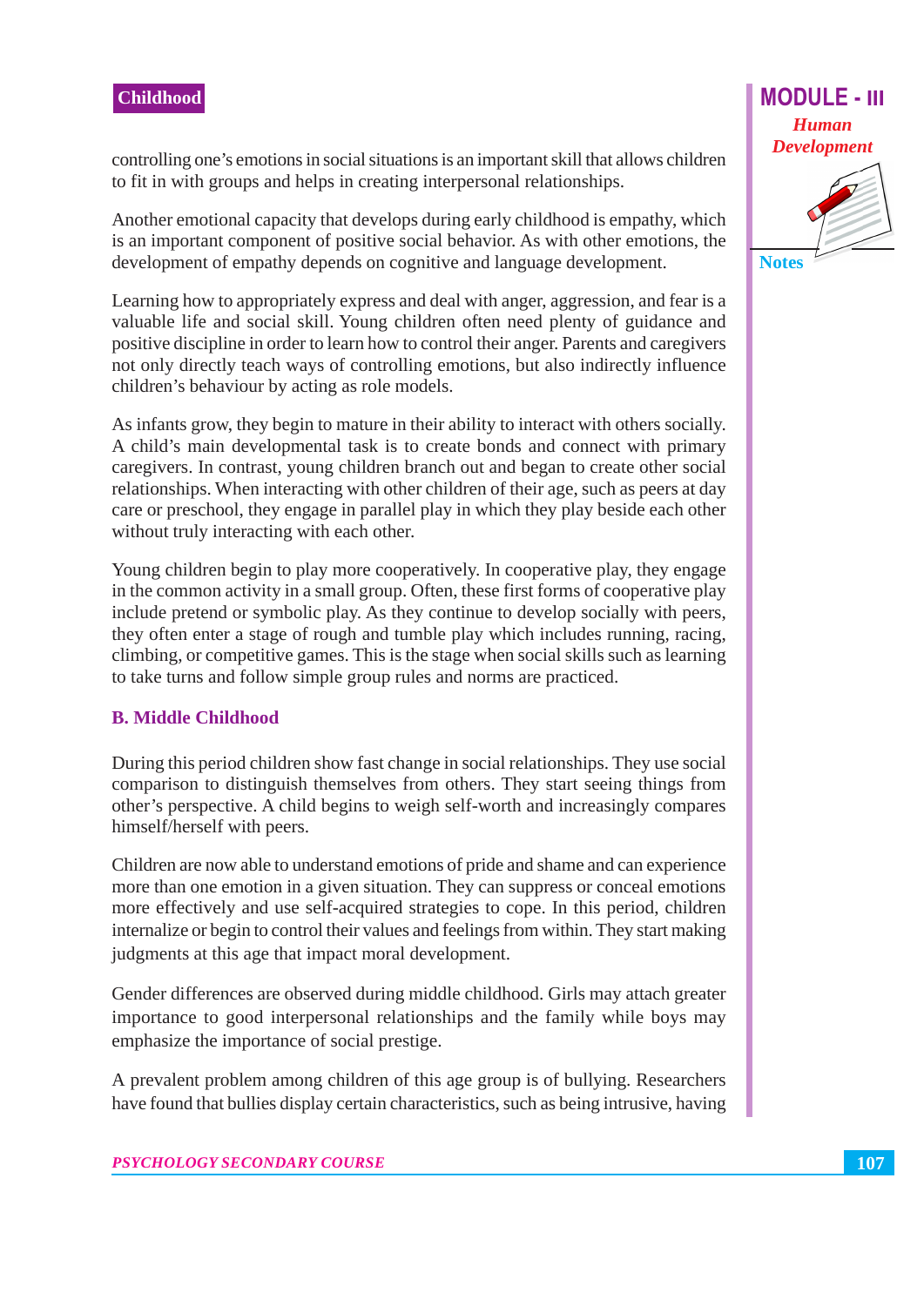controlling one's emotions in social situations is an important skill that allows children to fit in with groups and helps in creating interpersonal relationships.

Another emotional capacity that develops during early childhood is empathy, which is an important component of positive social behavior. As with other emotions, the development of empathy depends on cognitive and language development.

Learning how to appropriately express and deal with anger, aggression, and fear is a valuable life and social skill. Young children often need plenty of guidance and positive discipline in order to learn how to control their anger. Parents and caregivers not only directly teach ways of controlling emotions, but also indirectly influence children's behaviour by acting as role models.

As infants grow, they begin to mature in their ability to interact with others socially. A child's main developmental task is to create bonds and connect with primary caregivers. In contrast, young children branch out and began to create other social relationships. When interacting with other children of their age, such as peers at day care or preschool, they engage in parallel play in which they play beside each other without truly interacting with each other.

Young children begin to play more cooperatively. In cooperative play, they engage in the common activity in a small group. Often, these first forms of cooperative play include pretend or symbolic play. As they continue to develop socially with peers, they often enter a stage of rough and tumble play which includes running, racing, climbing, or competitive games. This is the stage when social skills such as learning to take turns and follow simple group rules and norms are practiced.

### B. Middle Childhood

During this period children show fast change in social relationships. They use social comparison to distinguish themselves from others. They start seeing things from other's perspective. A child begins to weigh self-worth and increasingly compares himself/herself with peers.

Children are now able to understand emotions of pride and shame and can experience more than one emotion in a given situation. They can suppress or conceal emotions more effectively and use self-acquired strategies to cope. In this period, children internalize or begin to control their values and feelings from within. They start making judgments at this age that impact moral development.

Gender differences are observed during middle childhood. Girls may attach greater importance to good interpersonal relationships and the family while boys may emphasize the importance of social prestige.

A prevalent problem among children of this age group is of bullying. Researchers have found that bullies display certain characteristics, such as being intrusive, having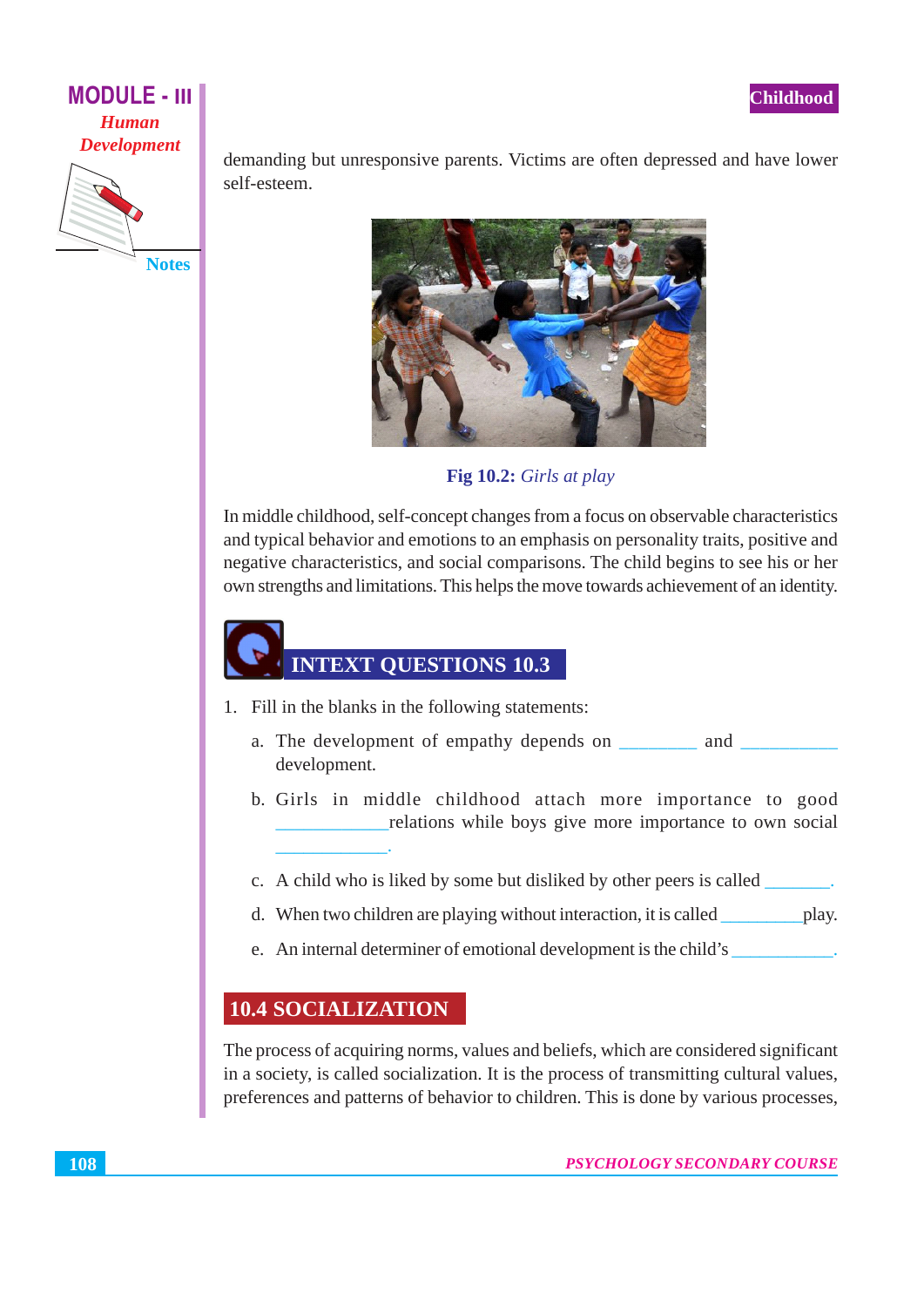demanding but unresponsive parents. Victims are often depressed and have lower self-esteem.

**Fig 10.2:** *Girls at play*

In middle childhood, self-concept changes from a focus on observable characteristics and typical behavior and emotions to an emphasis on personality traits, positive and negative characteristics, and social comparisons. The child begins to see his or her own strengths and limitations. This helps the move towards achievement of an identity.

## INTEXT QUESTIONS 10.3

1. Fill in the blanks in the following statements:

   a. The development of empathy depends on ________ and __________ development.

   b. Girls in middle childhood attach more importance to good ___________relations while boys give more importance to own social ___________.

   c. A child who is liked by some but disliked by other peers is called _______.

   d. When two children are playing without interaction, it is called _________play.

   e. An internal determiner of emotional development is the child's ___________.

## 10.4 SOCIALIZATION

The process of acquiring norms, values and beliefs, which are considered significant in a society, is called socialization. It is the process of transmitting cultural values, preferences and patterns of behavior to children. This is done by various processes,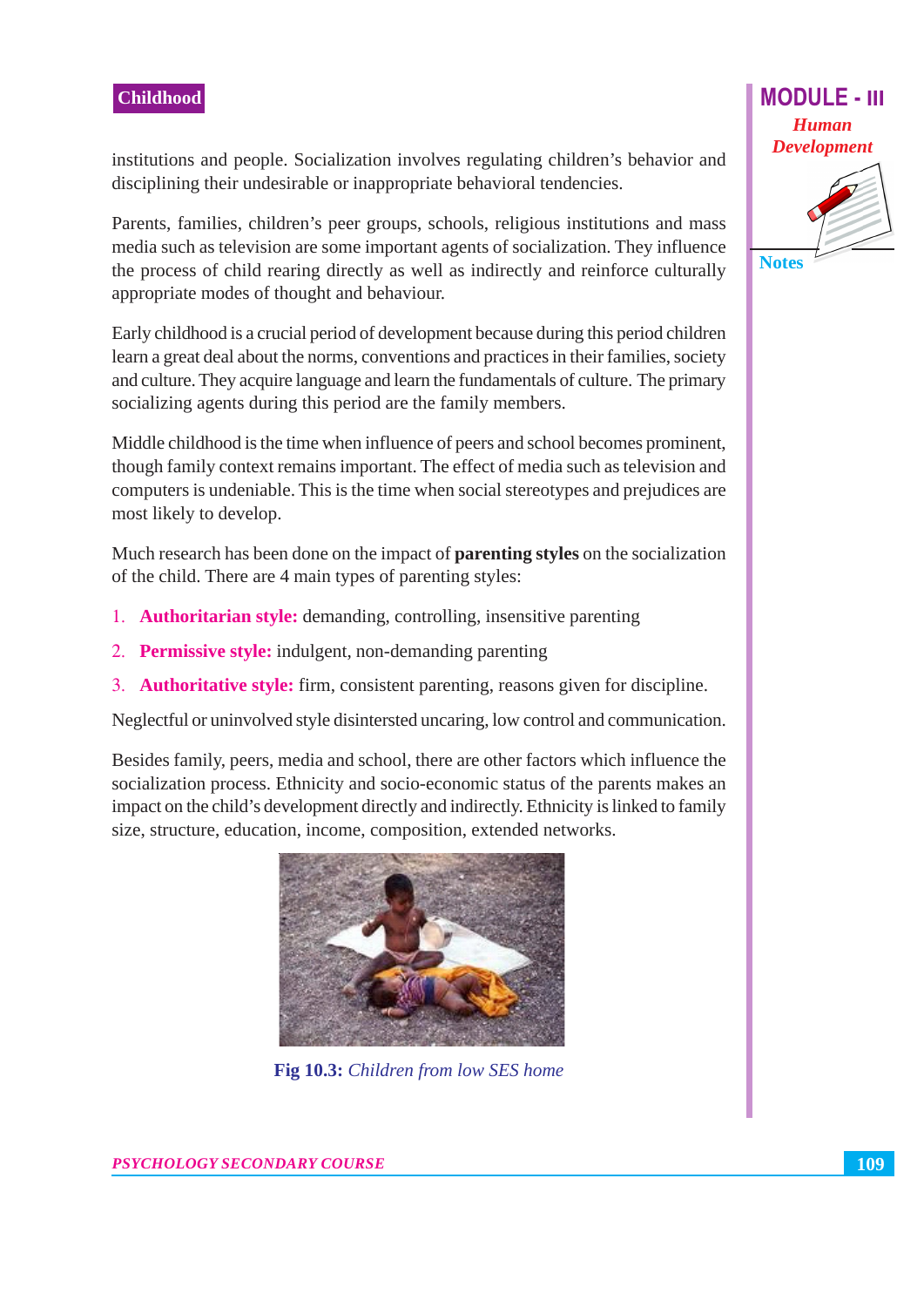institutions and people. Socialization involves regulating children's behavior and disciplining their undesirable or inappropriate behavioral tendencies.

Parents, families, children's peer groups, schools, religious institutions and mass media such as television are some important agents of socialization. They influence the process of child rearing directly as well as indirectly and reinforce culturally appropriate modes of thought and behaviour.

Early childhood is a crucial period of development because during this period children learn a great deal about the norms, conventions and practices in their families, society and culture. They acquire language and learn the fundamentals of culture. The primary socializing agents during this period are the family members.

Middle childhood is the time when influence of peers and school becomes prominent, though family context remains important. The effect of media such as television and computers is undeniable. This is the time when social stereotypes and prejudices are most likely to develop.

Much research has been done on the impact of **parenting styles** on the socialization of the child. There are 4 main types of parenting styles:

1. **Authoritarian style:** demanding, controlling, insensitive parenting
2. **Permissive style:** indulgent, non-demanding parenting
3. **Authoritative style:** firm, consistent parenting, reasons given for discipline.

Neglectful or uninvolved style disintersted uncaring, low control and communication.

Besides family, peers, media and school, there are other factors which influence the socialization process. Ethnicity and socio-economic status of the parents makes an impact on the child's development directly and indirectly. Ethnicity is linked to family size, structure, education, income, composition, extended networks.

**Fig 10.3:** *Children from low SES home*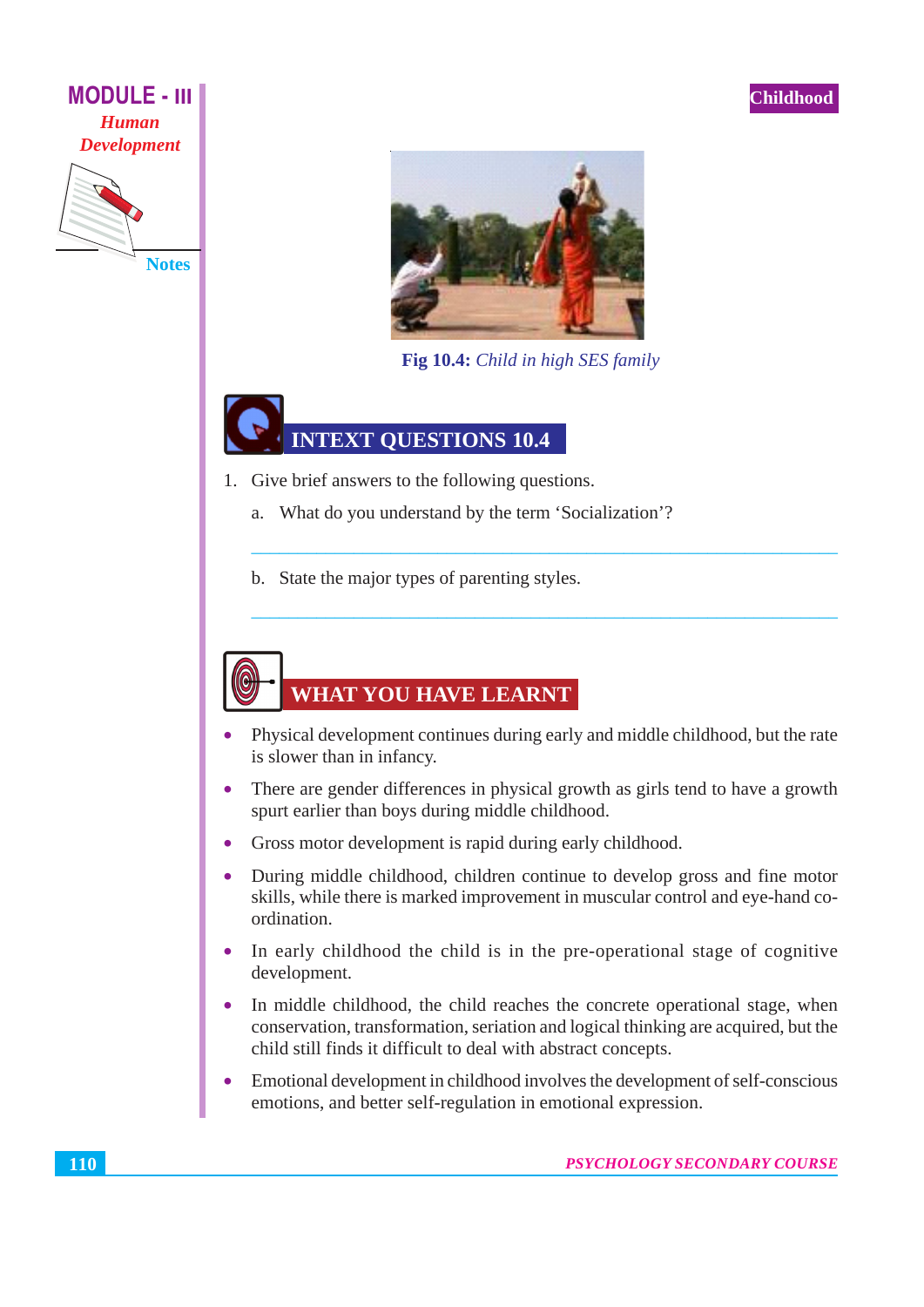**Fig 10.4:** *Child in high SES family*

## INTEXT QUESTIONS 10.4

1. Give brief answers to the following questions.

   a. What do you understand by the term 'Socialization'?

   b. State the major types of parenting styles.

## WHAT YOU HAVE LEARNT

- Physical development continues during early and middle childhood, but the rate is slower than in infancy.
- There are gender differences in physical growth as girls tend to have a growth spurt earlier than boys during middle childhood.
- Gross motor development is rapid during early childhood.
- During middle childhood, children continue to develop gross and fine motor skills, while there is marked improvement in muscular control and eye-hand co-ordination.
- In early childhood the child is in the pre-operational stage of cognitive development.
- In middle childhood, the child reaches the concrete operational stage, when conservation, transformation, seriation and logical thinking are acquired, but the child still finds it difficult to deal with abstract concepts.
- Emotional development in childhood involves the development of self-conscious emotions, and better self-regulation in emotional expression.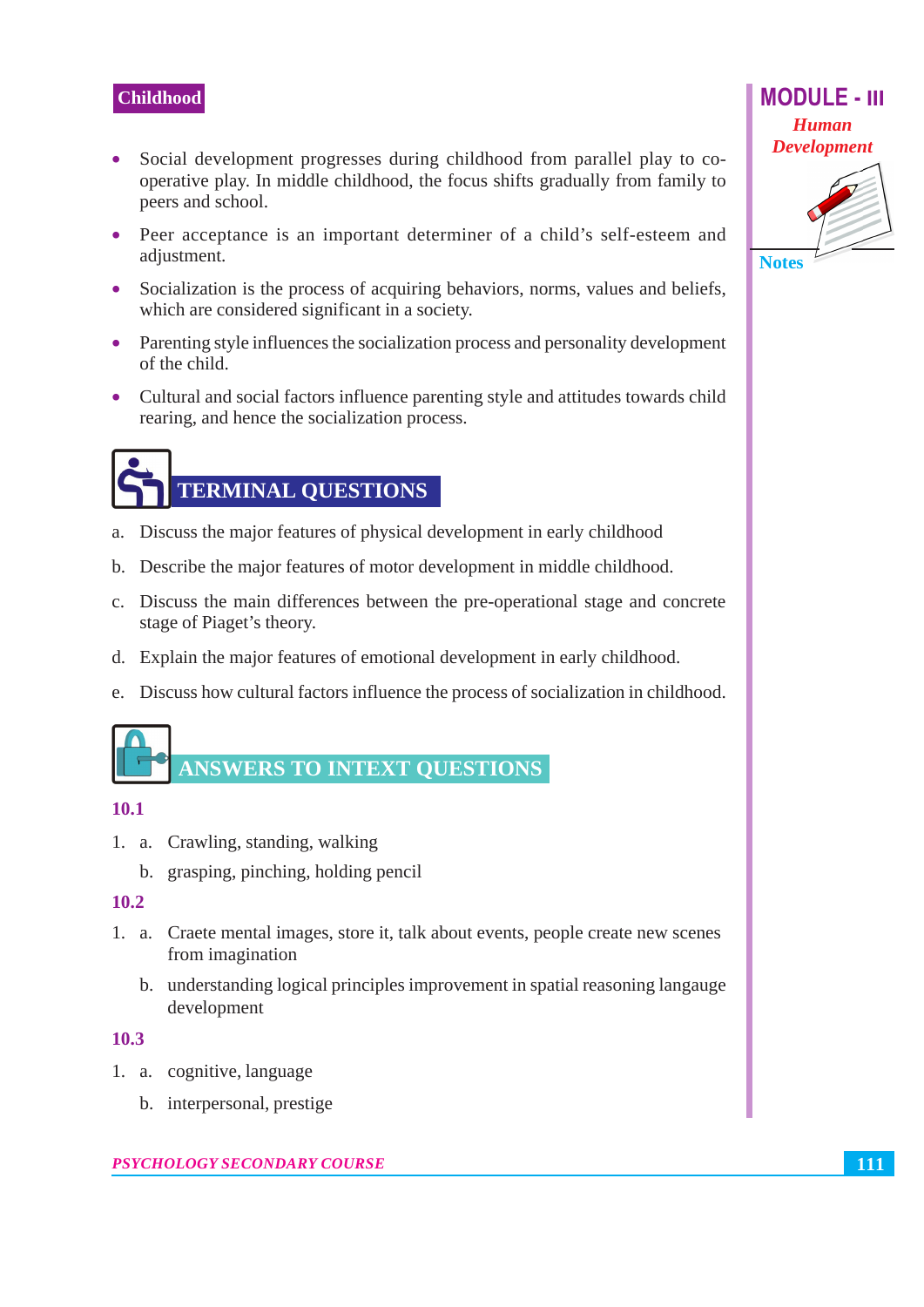- Social development progresses during childhood from parallel play to co-operative play. In middle childhood, the focus shifts gradually from family to peers and school.
- Peer acceptance is an important determiner of a child's self-esteem and adjustment.
- Socialization is the process of acquiring behaviors, norms, values and beliefs, which are considered significant in a society.
- Parenting style influences the socialization process and personality development of the child.
- Cultural and social factors influence parenting style and attitudes towards child rearing, and hence the socialization process.

## TERMINAL QUESTIONS

a. Discuss the major features of physical development in early childhood

b. Describe the major features of motor development in middle childhood.

c. Discuss the main differences between the pre-operational stage and concrete stage of Piaget's theory.

d. Explain the major features of emotional development in early childhood.

e. Discuss how cultural factors influence the process of socialization in childhood.

## ANSWERS TO INTEXT QUESTIONS

**10.1**

1. a. Crawling, standing, walking

   b. grasping, pinching, holding pencil

**10.2**

1. a. Craete mental images, store it, talk about events, people create new scenes from imagination

   b. understanding logical principles improvement in spatial reasoning langauge development

**10.3**

1. a. cognitive, language

   b. interpersonal, prestige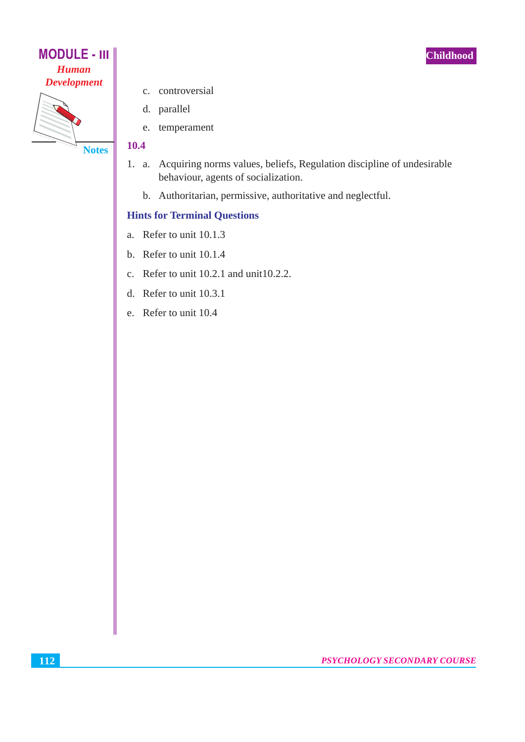c. controversial

d. parallel

e. temperament

**10.4**

1. a. Acquiring norms values, beliefs, Regulation discipline of undesirable behaviour, agents of socialization.

   b. Authoritarian, permissive, authoritative and neglectful.

## Hints for Terminal Questions

a. Refer to unit 10.1.3

b. Refer to unit 10.1.4

c. Refer to unit 10.2.1 and unit10.2.2.

d. Refer to unit 10.3.1

e. Refer to unit 10.4